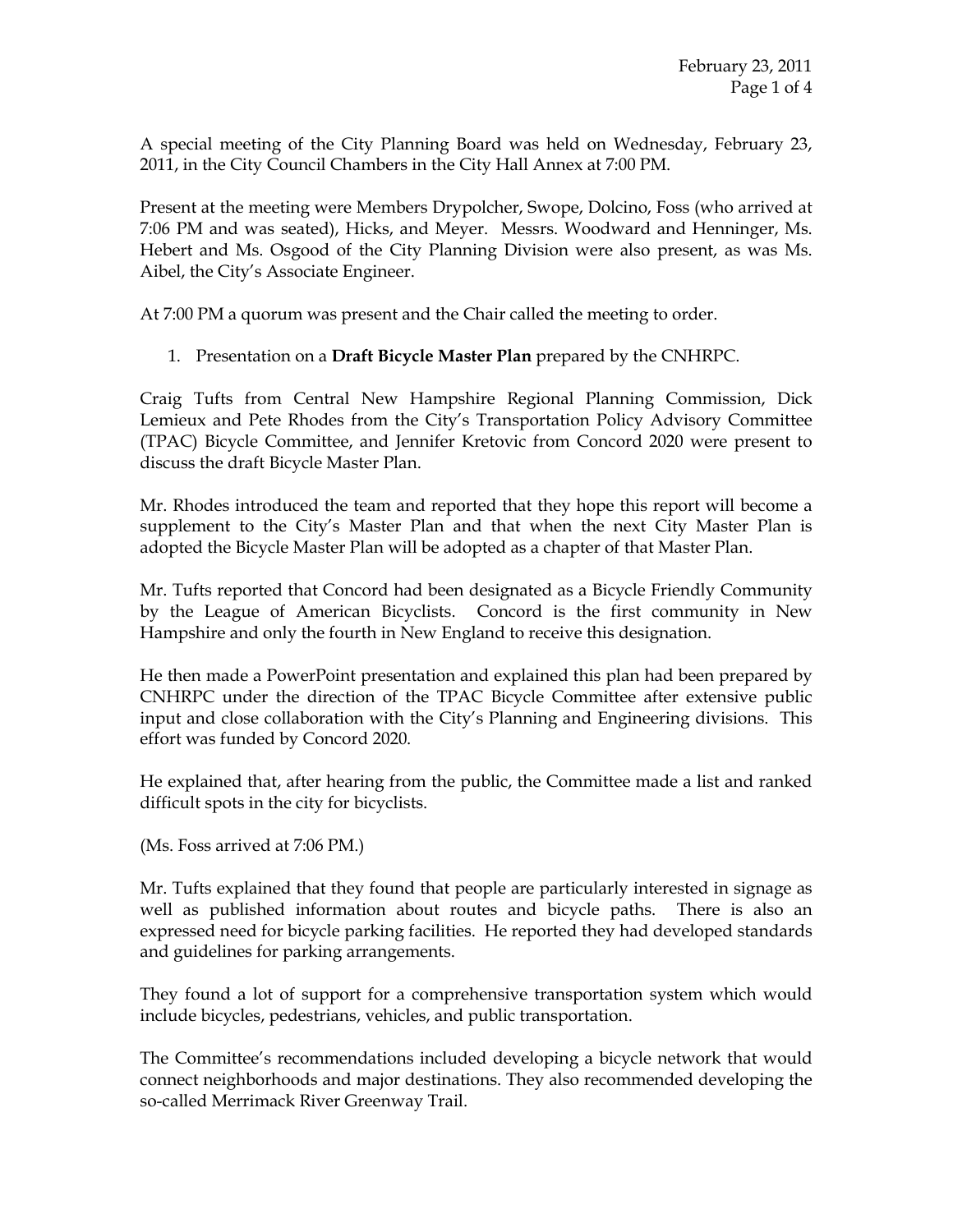A special meeting of the City Planning Board was held on Wednesday, February 23, 2011, in the City Council Chambers in the City Hall Annex at 7:00 PM.

Present at the meeting were Members Drypolcher, Swope, Dolcino, Foss (who arrived at 7:06 PM and was seated), Hicks, and Meyer. Messrs. Woodward and Henninger, Ms. Hebert and Ms. Osgood of the City Planning Division were also present, as was Ms. Aibel, the City's Associate Engineer.

At 7:00 PM a quorum was present and the Chair called the meeting to order.

1. Presentation on a **Draft Bicycle Master Plan** prepared by the CNHRPC.

Craig Tufts from Central New Hampshire Regional Planning Commission, Dick Lemieux and Pete Rhodes from the City's Transportation Policy Advisory Committee (TPAC) Bicycle Committee, and Jennifer Kretovic from Concord 2020 were present to discuss the draft Bicycle Master Plan.

Mr. Rhodes introduced the team and reported that they hope this report will become a supplement to the City's Master Plan and that when the next City Master Plan is adopted the Bicycle Master Plan will be adopted as a chapter of that Master Plan.

Mr. Tufts reported that Concord had been designated as a Bicycle Friendly Community by the League of American Bicyclists. Concord is the first community in New Hampshire and only the fourth in New England to receive this designation.

He then made a PowerPoint presentation and explained this plan had been prepared by CNHRPC under the direction of the TPAC Bicycle Committee after extensive public input and close collaboration with the City's Planning and Engineering divisions. This effort was funded by Concord 2020.

He explained that, after hearing from the public, the Committee made a list and ranked difficult spots in the city for bicyclists.

(Ms. Foss arrived at 7:06 PM.)

Mr. Tufts explained that they found that people are particularly interested in signage as well as published information about routes and bicycle paths. There is also an expressed need for bicycle parking facilities. He reported they had developed standards and guidelines for parking arrangements.

They found a lot of support for a comprehensive transportation system which would include bicycles, pedestrians, vehicles, and public transportation.

The Committee's recommendations included developing a bicycle network that would connect neighborhoods and major destinations. They also recommended developing the so-called Merrimack River Greenway Trail.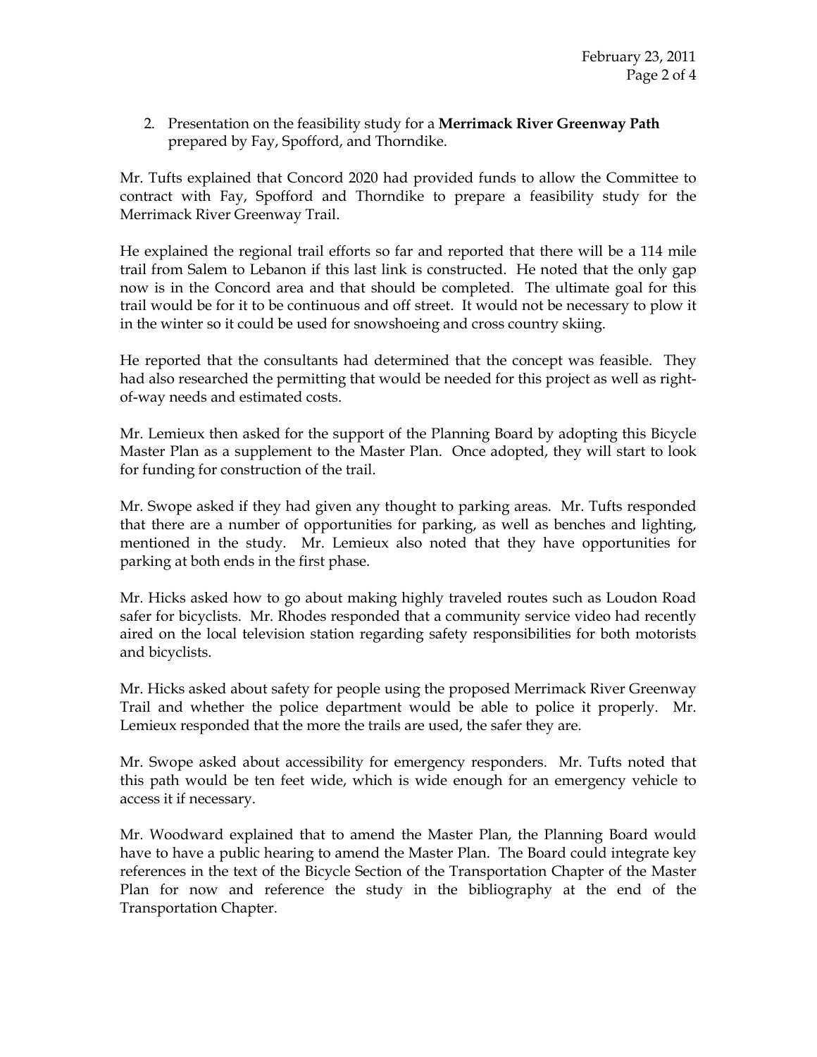2. Presentation on the feasibility study for a **Merrimack River Greenway Path** prepared by Fay, Spofford, and Thorndike.

Mr. Tufts explained that Concord 2020 had provided funds to allow the Committee to contract with Fay, Spofford and Thorndike to prepare a feasibility study for the Merrimack River Greenway Trail.

He explained the regional trail efforts so far and reported that there will be a 114 mile trail from Salem to Lebanon if this last link is constructed. He noted that the only gap now is in the Concord area and that should be completed. The ultimate goal for this trail would be for it to be continuous and off street. It would not be necessary to plow it in the winter so it could be used for snowshoeing and cross country skiing.

He reported that the consultants had determined that the concept was feasible. They had also researched the permitting that would be needed for this project as well as right-of-way needs and estimated costs.

Mr. Lemieux then asked for the support of the Planning Board by adopting this Bicycle Master Plan as a supplement to the Master Plan. Once adopted, they will start to look for funding for construction of the trail.

Mr. Swope asked if they had given any thought to parking areas. Mr. Tufts responded that there are a number of opportunities for parking, as well as benches and lighting, mentioned in the study. Mr. Lemieux also noted that they have opportunities for parking at both ends in the first phase.

Mr. Hicks asked how to go about making highly traveled routes such as Loudon Road safer for bicyclists. Mr. Rhodes responded that a community service video had recently aired on the local television station regarding safety responsibilities for both motorists and bicyclists.

Mr. Hicks asked about safety for people using the proposed Merrimack River Greenway Trail and whether the police department would be able to police it properly. Mr. Lemieux responded that the more the trails are used, the safer they are.

Mr. Swope asked about accessibility for emergency responders. Mr. Tufts noted that this path would be ten feet wide, which is wide enough for an emergency vehicle to access it if necessary.

Mr. Woodward explained that to amend the Master Plan, the Planning Board would have to have a public hearing to amend the Master Plan. The Board could integrate key references in the text of the Bicycle Section of the Transportation Chapter of the Master Plan for now and reference the study in the bibliography at the end of the Transportation Chapter.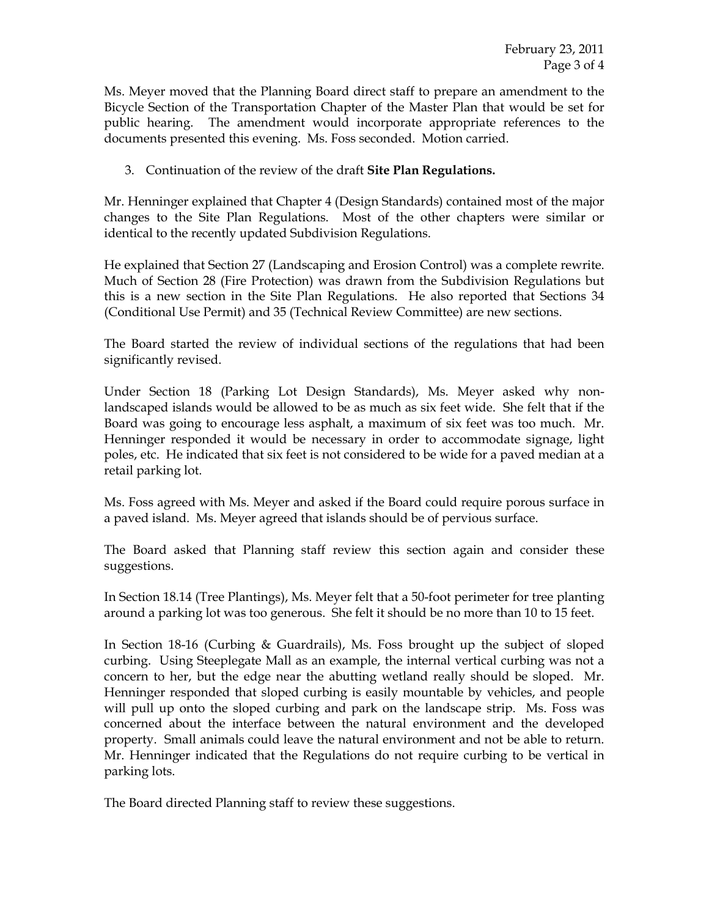Ms. Meyer moved that the Planning Board direct staff to prepare an amendment to the Bicycle Section of the Transportation Chapter of the Master Plan that would be set for public hearing. The amendment would incorporate appropriate references to the documents presented this evening. Ms. Foss seconded. Motion carried.

3. Continuation of the review of the draft **Site Plan Regulations.**

Mr. Henninger explained that Chapter 4 (Design Standards) contained most of the major changes to the Site Plan Regulations. Most of the other chapters were similar or identical to the recently updated Subdivision Regulations.

He explained that Section 27 (Landscaping and Erosion Control) was a complete rewrite. Much of Section 28 (Fire Protection) was drawn from the Subdivision Regulations but this is a new section in the Site Plan Regulations. He also reported that Sections 34 (Conditional Use Permit) and 35 (Technical Review Committee) are new sections.

The Board started the review of individual sections of the regulations that had been significantly revised.

Under Section 18 (Parking Lot Design Standards), Ms. Meyer asked why non-landscaped islands would be allowed to be as much as six feet wide. She felt that if the Board was going to encourage less asphalt, a maximum of six feet was too much. Mr. Henninger responded it would be necessary in order to accommodate signage, light poles, etc. He indicated that six feet is not considered to be wide for a paved median at a retail parking lot.

Ms. Foss agreed with Ms. Meyer and asked if the Board could require porous surface in a paved island. Ms. Meyer agreed that islands should be of pervious surface.

The Board asked that Planning staff review this section again and consider these suggestions.

In Section 18.14 (Tree Plantings), Ms. Meyer felt that a 50-foot perimeter for tree planting around a parking lot was too generous. She felt it should be no more than 10 to 15 feet.

In Section 18-16 (Curbing & Guardrails), Ms. Foss brought up the subject of sloped curbing. Using Steeplegate Mall as an example, the internal vertical curbing was not a concern to her, but the edge near the abutting wetland really should be sloped. Mr. Henninger responded that sloped curbing is easily mountable by vehicles, and people will pull up onto the sloped curbing and park on the landscape strip. Ms. Foss was concerned about the interface between the natural environment and the developed property. Small animals could leave the natural environment and not be able to return. Mr. Henninger indicated that the Regulations do not require curbing to be vertical in parking lots.

The Board directed Planning staff to review these suggestions.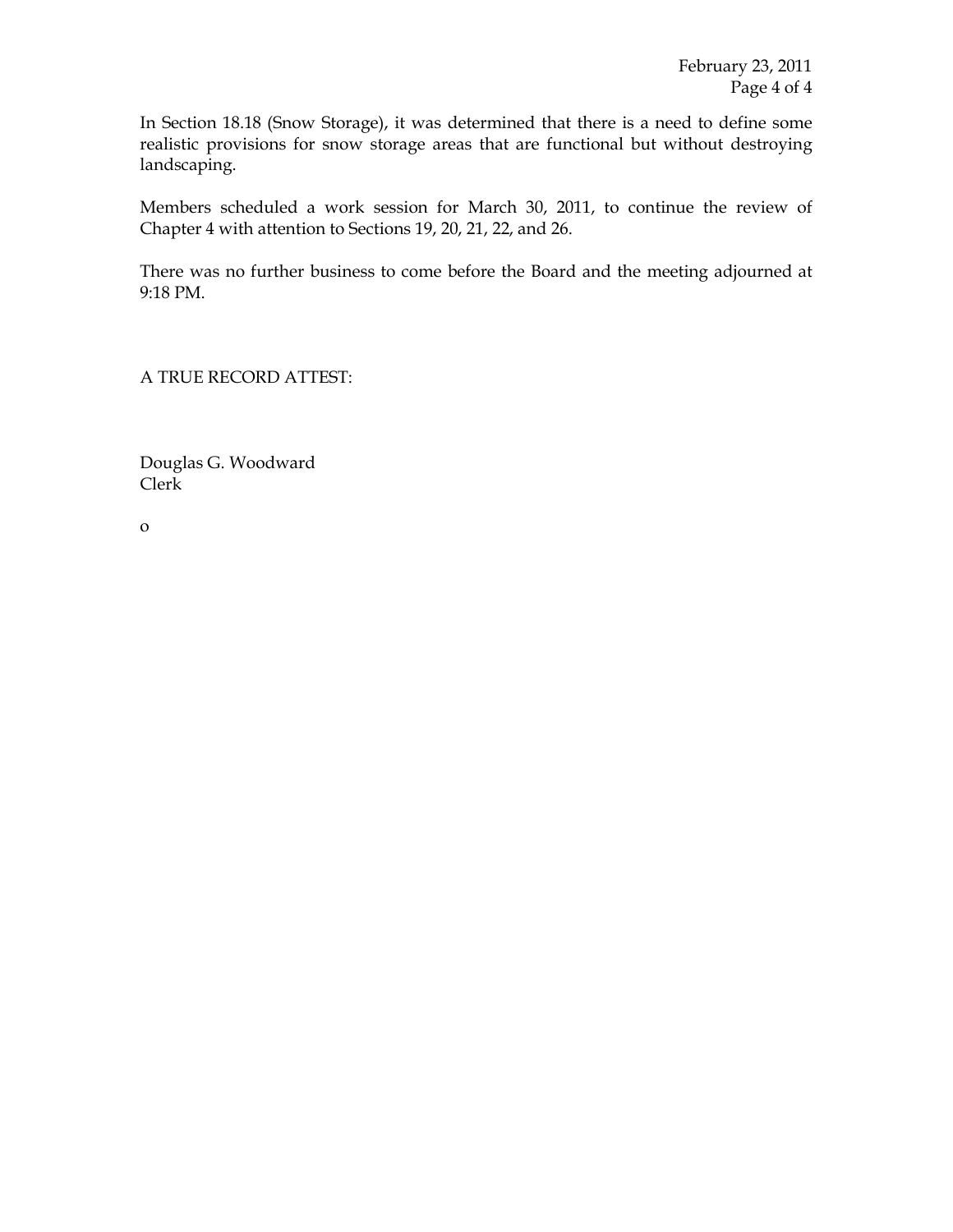In Section 18.18 (Snow Storage), it was determined that there is a need to define some realistic provisions for snow storage areas that are functional but without destroying landscaping.

Members scheduled a work session for March 30, 2011, to continue the review of Chapter 4 with attention to Sections 19, 20, 21, 22, and 26.

There was no further business to come before the Board and the meeting adjourned at 9:18 PM.

A TRUE RECORD ATTEST:

Douglas G. Woodward
Clerk

o